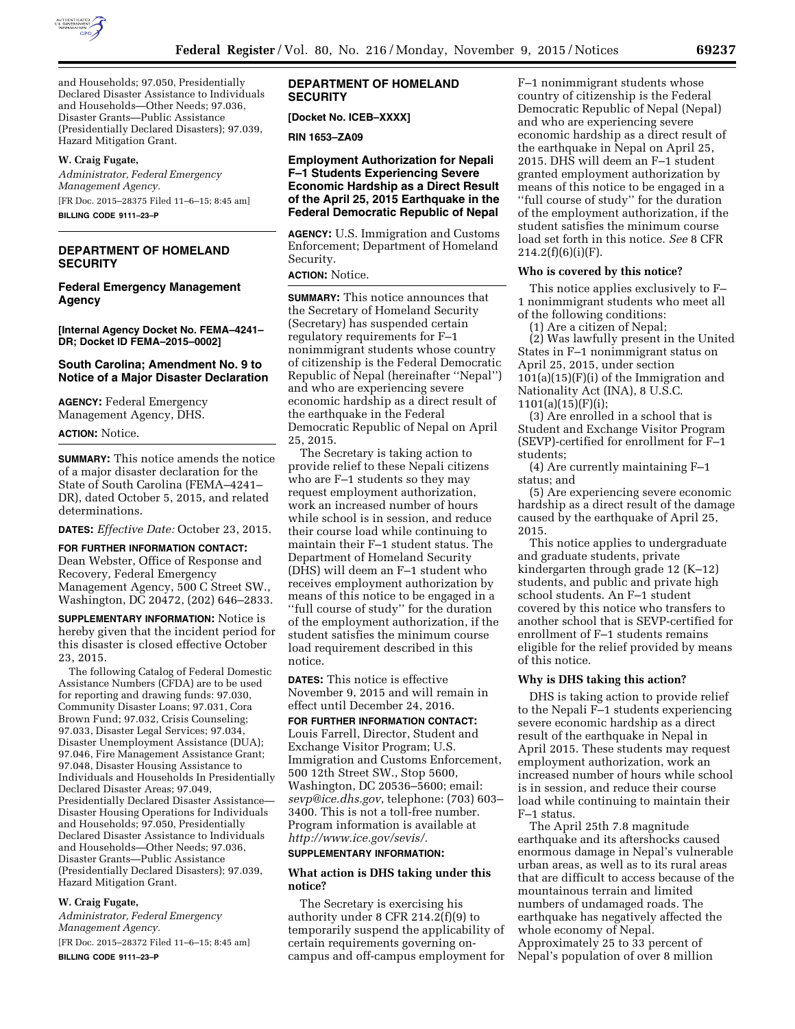and Households; 97.050, Presidentially Declared Disaster Assistance to Individuals and Households—Other Needs; 97.036, Disaster Grants—Public Assistance (Presidentially Declared Disasters); 97.039, Hazard Mitigation Grant.

**W. Craig Fugate,**

*Administrator, Federal Emergency Management Agency.*

[FR Doc. 2015–28375 Filed 11–6–15; 8:45 am]

**BILLING CODE 9111–23–P**

## DEPARTMENT OF HOMELAND SECURITY

## Federal Emergency Management Agency

**[Internal Agency Docket No. FEMA–4241–DR; Docket ID FEMA–2015–0002]**

## South Carolina; Amendment No. 9 to Notice of a Major Disaster Declaration

**AGENCY:** Federal Emergency Management Agency, DHS.

**ACTION:** Notice.

**SUMMARY:** This notice amends the notice of a major disaster declaration for the State of South Carolina (FEMA–4241–DR), dated October 5, 2015, and related determinations.

**DATES:** *Effective Date:* October 23, 2015.

**FOR FURTHER INFORMATION CONTACT:** Dean Webster, Office of Response and Recovery, Federal Emergency Management Agency, 500 C Street SW., Washington, DC 20472, (202) 646–2833.

**SUPPLEMENTARY INFORMATION:** Notice is hereby given that the incident period for this disaster is closed effective October 23, 2015.

The following Catalog of Federal Domestic Assistance Numbers (CFDA) are to be used for reporting and drawing funds: 97.030, Community Disaster Loans; 97.031, Cora Brown Fund; 97.032, Crisis Counseling; 97.033, Disaster Legal Services; 97.034, Disaster Unemployment Assistance (DUA); 97.046, Fire Management Assistance Grant; 97.048, Disaster Housing Assistance to Individuals and Households In Presidentially Declared Disaster Areas; 97.049, Presidentially Declared Disaster Assistance—Disaster Housing Operations for Individuals and Households; 97.050, Presidentially Declared Disaster Assistance to Individuals and Households—Other Needs; 97.036, Disaster Grants—Public Assistance (Presidentially Declared Disasters); 97.039, Hazard Mitigation Grant.

**W. Craig Fugate,**

*Administrator, Federal Emergency Management Agency.*

[FR Doc. 2015–28372 Filed 11–6–15; 8:45 am]

**BILLING CODE 9111–23–P**

## DEPARTMENT OF HOMELAND SECURITY

**[Docket No. ICEB–XXXX]**

**RIN 1653–ZA09**

## Employment Authorization for Nepali F–1 Students Experiencing Severe Economic Hardship as a Direct Result of the April 25, 2015 Earthquake in the Federal Democratic Republic of Nepal

**AGENCY:** U.S. Immigration and Customs Enforcement; Department of Homeland Security.

**ACTION:** Notice.

**SUMMARY:** This notice announces that the Secretary of Homeland Security (Secretary) has suspended certain regulatory requirements for F–1 nonimmigrant students whose country of citizenship is the Federal Democratic Republic of Nepal (hereinafter ''Nepal'') and who are experiencing severe economic hardship as a direct result of the earthquake in the Federal Democratic Republic of Nepal on April 25, 2015.

The Secretary is taking action to provide relief to these Nepali citizens who are F–1 students so they may request employment authorization, work an increased number of hours while school is in session, and reduce their course load while continuing to maintain their F–1 student status. The Department of Homeland Security (DHS) will deem an F–1 student who receives employment authorization by means of this notice to be engaged in a ''full course of study'' for the duration of the employment authorization, if the student satisfies the minimum course load requirement described in this notice.

**DATES:** This notice is effective November 9, 2015 and will remain in effect until December 24, 2016.

**FOR FURTHER INFORMATION CONTACT:** Louis Farrell, Director, Student and Exchange Visitor Program; U.S. Immigration and Customs Enforcement, 500 12th Street SW., Stop 5600, Washington, DC 20536–5600; email: *sevp@ice.dhs.gov*, telephone: (703) 603–3400. This is not a toll-free number. Program information is available at *http://www.ice.gov/sevis/.*

**SUPPLEMENTARY INFORMATION:**

### What action is DHS taking under this notice?

The Secretary is exercising his authority under 8 CFR 214.2(f)(9) to temporarily suspend the applicability of certain requirements governing on-campus and off-campus employment for F–1 nonimmigrant students whose country of citizenship is the Federal Democratic Republic of Nepal (Nepal) and who are experiencing severe economic hardship as a direct result of the earthquake in Nepal on April 25, 2015. DHS will deem an F–1 student granted employment authorization by means of this notice to be engaged in a ''full course of study'' for the duration of the employment authorization, if the student satisfies the minimum course load set forth in this notice. *See* 8 CFR 214.2(f)(6)(i)(F).

### Who is covered by this notice?

This notice applies exclusively to F–1 nonimmigrant students who meet all of the following conditions:

(1) Are a citizen of Nepal;

(2) Was lawfully present in the United States in F–1 nonimmigrant status on April 25, 2015, under section 101(a)(15)(F)(i) of the Immigration and Nationality Act (INA), 8 U.S.C. 1101(a)(15)(F)(i);

(3) Are enrolled in a school that is Student and Exchange Visitor Program (SEVP)-certified for enrollment for F–1 students;

(4) Are currently maintaining F–1 status; and

(5) Are experiencing severe economic hardship as a direct result of the damage caused by the earthquake of April 25, 2015.

This notice applies to undergraduate and graduate students, private kindergarten through grade 12 (K–12) students, and public and private high school students. An F–1 student covered by this notice who transfers to another school that is SEVP-certified for enrollment of F–1 students remains eligible for the relief provided by means of this notice.

### Why is DHS taking this action?

DHS is taking action to provide relief to the Nepali F–1 students experiencing severe economic hardship as a direct result of the earthquake in Nepal in April 2015. These students may request employment authorization, work an increased number of hours while school is in session, and reduce their course load while continuing to maintain their F–1 status.

The April 25th 7.8 magnitude earthquake and its aftershocks caused enormous damage in Nepal's vulnerable urban areas, as well as to its rural areas that are difficult to access because of the mountainous terrain and limited numbers of undamaged roads. The earthquake has negatively affected the whole economy of Nepal. Approximately 25 to 33 percent of Nepal's population of over 8 million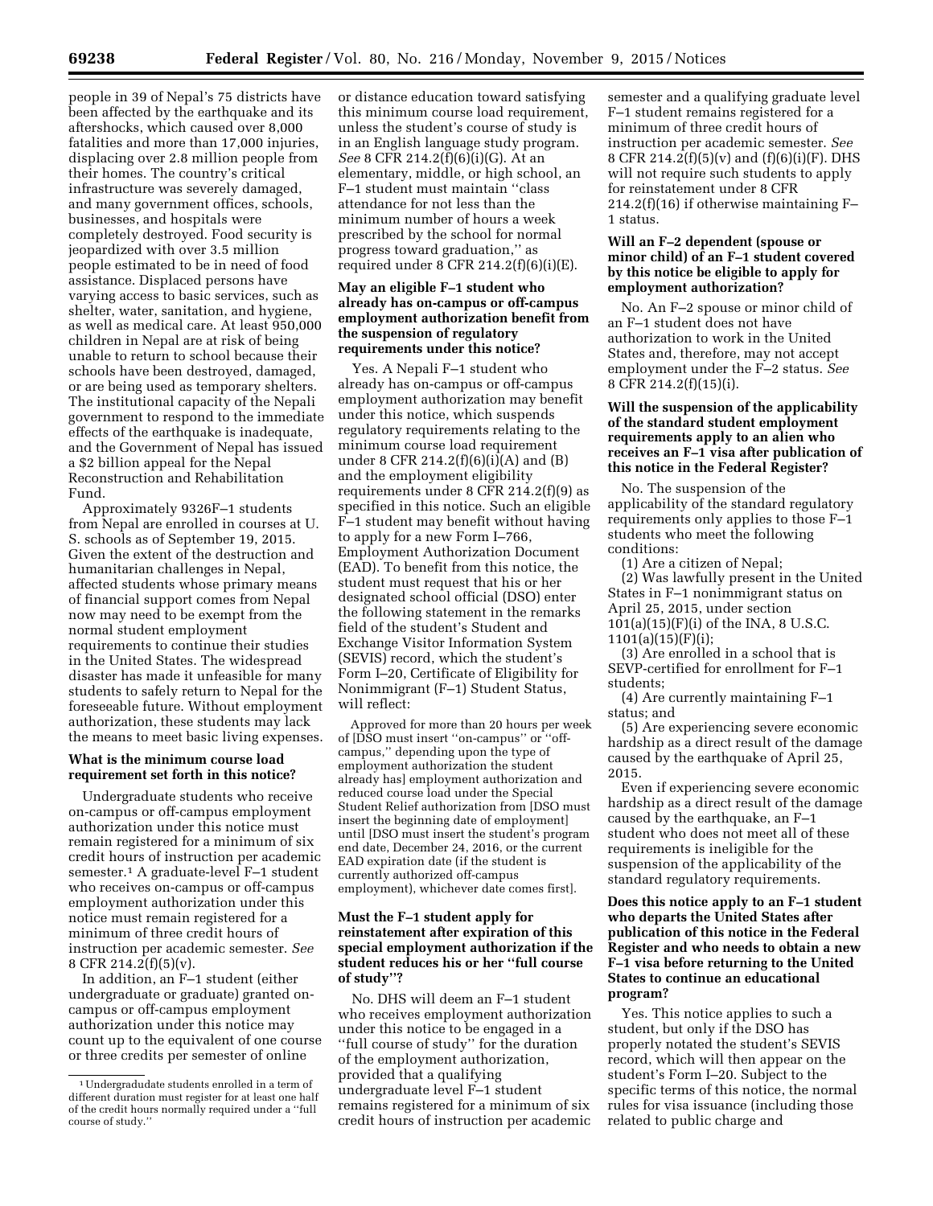people in 39 of Nepal's 75 districts have been affected by the earthquake and its aftershocks, which caused over 8,000 fatalities and more than 17,000 injuries, displacing over 2.8 million people from their homes. The country's critical infrastructure was severely damaged, and many government offices, schools, businesses, and hospitals were completely destroyed. Food security is jeopardized with over 3.5 million people estimated to be in need of food assistance. Displaced persons have varying access to basic services, such as shelter, water, sanitation, and hygiene, as well as medical care. At least 950,000 children in Nepal are at risk of being unable to return to school because their schools have been destroyed, damaged, or are being used as temporary shelters. The institutional capacity of the Nepali government to respond to the immediate effects of the earthquake is inadequate, and the Government of Nepal has issued a $2 billion appeal for the Nepal Reconstruction and Rehabilitation Fund.

Approximately 9326F–1 students from Nepal are enrolled in courses at U. S. schools as of September 19, 2015. Given the extent of the destruction and humanitarian challenges in Nepal, affected students whose primary means of financial support comes from Nepal now may need to be exempt from the normal student employment requirements to continue their studies in the United States. The widespread disaster has made it unfeasible for many students to safely return to Nepal for the foreseeable future. Without employment authorization, these students may lack the means to meet basic living expenses.

**What is the minimum course load requirement set forth in this notice?**

Undergraduate students who receive on-campus or off-campus employment authorization under this notice must remain registered for a minimum of six credit hours of instruction per academic semester.[1] A graduate-level F–1 student who receives on-campus or off-campus employment authorization under this notice must remain registered for a minimum of three credit hours of instruction per academic semester. *See* 8 CFR 214.2(f)(5)(v).

In addition, an F–1 student (either undergraduate or graduate) granted on-campus or off-campus employment authorization under this notice may count up to the equivalent of one course or three credits per semester of online or distance education toward satisfying this minimum course load requirement, unless the student's course of study is in an English language study program. *See* 8 CFR 214.2(f)(6)(i)(G). At an elementary, middle, or high school, an F–1 student must maintain ''class attendance for not less than the minimum number of hours a week prescribed by the school for normal progress toward graduation,'' as required under 8 CFR 214.2(f)(6)(i)(E).

**May an eligible F–1 student who already has on-campus or off-campus employment authorization benefit from the suspension of regulatory requirements under this notice?**

Yes. A Nepali F–1 student who already has on-campus or off-campus employment authorization may benefit under this notice, which suspends regulatory requirements relating to the minimum course load requirement under 8 CFR 214.2(f)(6)(i)(A) and (B) and the employment eligibility requirements under 8 CFR 214.2(f)(9) as specified in this notice. Such an eligible F–1 student may benefit without having to apply for a new Form I–766, Employment Authorization Document (EAD). To benefit from this notice, the student must request that his or her designated school official (DSO) enter the following statement in the remarks field of the student's Student and Exchange Visitor Information System (SEVIS) record, which the student's Form I–20, Certificate of Eligibility for Nonimmigrant (F–1) Student Status, will reflect:

> Approved for more than 20 hours per week of [DSO must insert ''on-campus'' or ''off-campus,'' depending upon the type of employment authorization the student already has] employment authorization and reduced course load under the Special Student Relief authorization from [DSO must insert the beginning date of employment] until [DSO must insert the student's program end date, December 24, 2016, or the current EAD expiration date (if the student is currently authorized off-campus employment), whichever date comes first].

**Must the F–1 student apply for reinstatement after expiration of this special employment authorization if the student reduces his or her ''full course of study''?**

No. DHS will deem an F–1 student who receives employment authorization under this notice to be engaged in a ''full course of study'' for the duration of the employment authorization, provided that a qualifying undergraduate level F–1 student remains registered for a minimum of six credit hours of instruction per academic semester and a qualifying graduate level F–1 student remains registered for a minimum of three credit hours of instruction per academic semester. *See* 8 CFR 214.2(f)(5)(v) and (f)(6)(i)(F). DHS will not require such students to apply for reinstatement under 8 CFR 214.2(f)(16) if otherwise maintaining F–1 status.

**Will an F–2 dependent (spouse or minor child) of an F–1 student covered by this notice be eligible to apply for employment authorization?**

No. An F–2 spouse or minor child of an F–1 student does not have authorization to work in the United States and, therefore, may not accept employment under the F–2 status. *See* 8 CFR 214.2(f)(15)(i).

**Will the suspension of the applicability of the standard student employment requirements apply to an alien who receives an F–1 visa after publication of this notice in the Federal Register?**

No. The suspension of the applicability of the standard regulatory requirements only applies to those F–1 students who meet the following conditions:

(1) Are a citizen of Nepal;

(2) Was lawfully present in the United States in F–1 nonimmigrant status on April 25, 2015, under section 101(a)(15)(F)(i) of the INA, 8 U.S.C. 1101(a)(15)(F)(i);

(3) Are enrolled in a school that is SEVP-certified for enrollment for F–1 students;

(4) Are currently maintaining F–1 status; and

(5) Are experiencing severe economic hardship as a direct result of the damage caused by the earthquake of April 25, 2015.

Even if experiencing severe economic hardship as a direct result of the damage caused by the earthquake, an F–1 student who does not meet all of these requirements is ineligible for the suspension of the applicability of the standard regulatory requirements.

**Does this notice apply to an F–1 student who departs the United States after publication of this notice in the Federal Register and who needs to obtain a new F–1 visa before returning to the United States to continue an educational program?**

Yes. This notice applies to such a student, but only if the DSO has properly notated the student's SEVIS record, which will then appear on the student's Form I–20. Subject to the specific terms of this notice, the normal rules for visa issuance (including those related to public charge and

[1] Undergradudate students enrolled in a term of different duration must register for at least one half of the credit hours normally required under a ''full course of study.''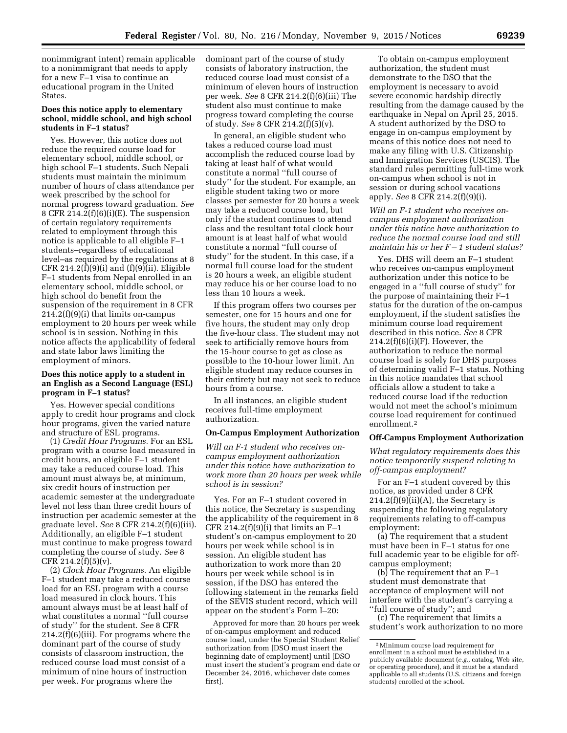nonimmigrant intent) remain applicable to a nonimmigrant that needs to apply for a new F–1 visa to continue an educational program in the United States.

**Does this notice apply to elementary school, middle school, and high school students in F–1 status?**

Yes. However, this notice does not reduce the required course load for elementary school, middle school, or high school F–1 students. Such Nepali students must maintain the minimum number of hours of class attendance per week prescribed by the school for normal progress toward graduation. *See* 8 CFR 214.2(f)(6)(i)(E). The suspension of certain regulatory requirements related to employment through this notice is applicable to all eligible F–1 students–regardless of educational level–as required by the regulations at 8 CFR 214.2(f)(9)(i) and (f)(9)(ii). Eligible F–1 students from Nepal enrolled in an elementary school, middle school, or high school do benefit from the suspension of the requirement in 8 CFR 214.2(f)(9)(i) that limits on-campus employment to 20 hours per week while school is in session. Nothing in this notice affects the applicability of federal and state labor laws limiting the employment of minors.

**Does this notice apply to a student in an English as a Second Language (ESL) program in F–1 status?**

Yes. However special conditions apply to credit hour programs and clock hour programs, given the varied nature and structure of ESL programs.

(1) *Credit Hour Programs.* For an ESL program with a course load measured in credit hours, an eligible F–1 student may take a reduced course load. This amount must always be, at minimum, six credit hours of instruction per academic semester at the undergraduate level not less than three credit hours of instruction per academic semester at the graduate level. *See* 8 CFR 214.2(f)(6)(iii). Additionally, an eligible F–1 student must continue to make progress toward completing the course of study. *See* 8 CFR 214.2(f)(5)(v).

(2) *Clock Hour Programs.* An eligible F–1 student may take a reduced course load for an ESL program with a course load measured in clock hours. This amount always must be at least half of what constitutes a normal ''full course of study'' for the student. *See* 8 CFR 214.2(f)(6)(iii). For programs where the dominant part of the course of study consists of classroom instruction, the reduced course load must consist of a minimum of nine hours of instruction per week. For programs where the dominant part of the course of study consists of laboratory instruction, the reduced course load must consist of a minimum of eleven hours of instruction per week. *See* 8 CFR 214.2(f)(6)(iii) The student also must continue to make progress toward completing the course of study. *See* 8 CFR 214.2(f)(5)(v).

In general, an eligible student who takes a reduced course load must accomplish the reduced course load by taking at least half of what would constitute a normal ''full course of study'' for the student. For example, an eligible student taking two or more classes per semester for 20 hours a week may take a reduced course load, but only if the student continues to attend class and the resultant total clock hour amount is at least half of what would constitute a normal ''full course of study'' for the student. In this case, if a normal full course load for the student is 20 hours a week, an eligible student may reduce his or her course load to no less than 10 hours a week.

If this program offers two courses per semester, one for 15 hours and one for five hours, the student may only drop the five-hour class. The student may not seek to artificially remove hours from the 15-hour course to get as close as possible to the 10-hour lower limit. An eligible student may reduce courses in their entirety but may not seek to reduce hours from a course.

In all instances, an eligible student receives full-time employment authorization.

**On-Campus Employment Authorization**

*Will an F-1 student who receives on-campus employment authorization under this notice have authorization to work more than 20 hours per week while school is in session?*

Yes. For an F–1 student covered in this notice, the Secretary is suspending the applicability of the requirement in 8 CFR 214.2(f)(9)(i) that limits an F–1 student's on-campus employment to 20 hours per week while school is in session. An eligible student has authorization to work more than 20 hours per week while school is in session, if the DSO has entered the following statement in the remarks field of the SEVIS student record, which will appear on the student's Form I–20:

> Approved for more than 20 hours per week of on-campus employment and reduced course load, under the Special Student Relief authorization from [DSO must insert the beginning date of employment] until [DSO must insert the student's program end date or December 24, 2016, whichever date comes first].

To obtain on-campus employment authorization, the student must demonstrate to the DSO that the employment is necessary to avoid severe economic hardship directly resulting from the damage caused by the earthquake in Nepal on April 25, 2015. A student authorized by the DSO to engage in on-campus employment by means of this notice does not need to make any filing with U.S. Citizenship and Immigration Services (USCIS). The standard rules permitting full-time work on-campus when school is not in session or during school vacations apply. *See* 8 CFR 214.2(f)(9)(i).

*Will an F-1 student who receives on-campus employment authorization under this notice have authorization to reduce the normal course load and still maintain his or her F−1 student status?*

Yes. DHS will deem an F–1 student who receives on-campus employment authorization under this notice to be engaged in a ''full course of study'' for the purpose of maintaining their F–1 status for the duration of the on-campus employment, if the student satisfies the minimum course load requirement described in this notice. *See* 8 CFR 214.2(f)(6)(i)(F). However, the authorization to reduce the normal course load is solely for DHS purposes of determining valid F–1 status. Nothing in this notice mandates that school officials allow a student to take a reduced course load if the reduction would not meet the school's minimum course load requirement for continued enrollment.[2]

**Off-Campus Employment Authorization**

*What regulatory requirements does this notice temporarily suspend relating to off-campus employment?*

For an F–1 student covered by this notice, as provided under 8 CFR 214.2(f)(9)(ii)(A), the Secretary is suspending the following regulatory requirements relating to off-campus employment:

(a) The requirement that a student must have been in F–1 status for one full academic year to be eligible for off-campus employment;

(b) The requirement that an F–1 student must demonstrate that acceptance of employment will not interfere with the student's carrying a ''full course of study''; and

(c) The requirement that limits a student's work authorization to no more

[2] Minimum course load requirement for enrollment in a school must be established in a publicly available document (*e.g.,* catalog, Web site, or operating procedure), and it must be a standard applicable to all students (U.S. citizens and foreign students) enrolled at the school.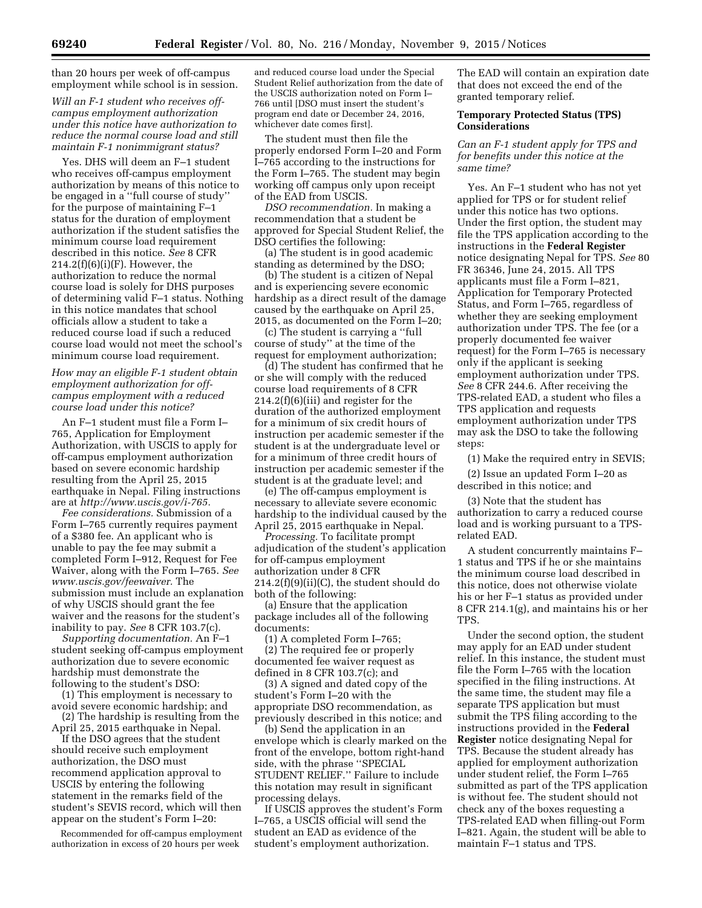than 20 hours per week of off-campus employment while school is in session.

*Will an F-1 student who receives off-campus employment authorization under this notice have authorization to reduce the normal course load and still maintain F-1 nonimmigrant status?*

Yes. DHS will deem an F–1 student who receives off-campus employment authorization by means of this notice to be engaged in a ''full course of study'' for the purpose of maintaining F–1 status for the duration of employment authorization if the student satisfies the minimum course load requirement described in this notice. *See* 8 CFR 214.2(f)(6)(i)(F). However, the authorization to reduce the normal course load is solely for DHS purposes of determining valid F–1 status. Nothing in this notice mandates that school officials allow a student to take a reduced course load if such a reduced course load would not meet the school's minimum course load requirement.

*How may an eligible F-1 student obtain employment authorization for off-campus employment with a reduced course load under this notice?*

An F–1 student must file a Form I–765, Application for Employment Authorization, with USCIS to apply for off-campus employment authorization based on severe economic hardship resulting from the April 25, 2015 earthquake in Nepal. Filing instructions are at *http://www.uscis.gov/i-765.*

*Fee considerations.* Submission of a Form I–765 currently requires payment of a $380 fee. An applicant who is unable to pay the fee may submit a completed Form I–912, Request for Fee Waiver, along with the Form I–765. *See www.uscis.gov/feewaiver.* The submission must include an explanation of why USCIS should grant the fee waiver and the reasons for the student's inability to pay. *See* 8 CFR 103.7(c).

*Supporting documentation.* An F–1 student seeking off-campus employment authorization due to severe economic hardship must demonstrate the following to the student's DSO:

(1) This employment is necessary to avoid severe economic hardship; and

(2) The hardship is resulting from the April 25, 2015 earthquake in Nepal.

If the DSO agrees that the student should receive such employment authorization, the DSO must recommend application approval to USCIS by entering the following statement in the remarks field of the student's SEVIS record, which will then appear on the student's Form I–20:

Recommended for off-campus employment authorization in excess of 20 hours per week and reduced course load under the Special Student Relief authorization from the date of the USCIS authorization noted on Form I–766 until [DSO must insert the student's program end date or December 24, 2016, whichever date comes first].

The student must then file the properly endorsed Form I–20 and Form I–765 according to the instructions for the Form I–765. The student may begin working off campus only upon receipt of the EAD from USCIS.

*DSO recommendation.* In making a recommendation that a student be approved for Special Student Relief, the DSO certifies the following:

(a) The student is in good academic standing as determined by the DSO;

(b) The student is a citizen of Nepal and is experiencing severe economic hardship as a direct result of the damage caused by the earthquake on April 25, 2015, as documented on the Form I–20;

(c) The student is carrying a ''full course of study'' at the time of the request for employment authorization;

(d) The student has confirmed that he or she will comply with the reduced course load requirements of 8 CFR 214.2(f)(6)(iii) and register for the duration of the authorized employment for a minimum of six credit hours of instruction per academic semester if the student is at the undergraduate level or for a minimum of three credit hours of instruction per academic semester if the student is at the graduate level; and

(e) The off-campus employment is necessary to alleviate severe economic hardship to the individual caused by the April 25, 2015 earthquake in Nepal.

*Processing.* To facilitate prompt adjudication of the student's application for off-campus employment authorization under 8 CFR 214.2(f)(9)(ii)(C), the student should do both of the following:

(a) Ensure that the application package includes all of the following documents:

(1) A completed Form I–765;

(2) The required fee or properly documented fee waiver request as defined in 8 CFR 103.7(c); and

(3) A signed and dated copy of the student's Form I–20 with the appropriate DSO recommendation, as previously described in this notice; and

(b) Send the application in an envelope which is clearly marked on the front of the envelope, bottom right-hand side, with the phrase ''SPECIAL STUDENT RELIEF.'' Failure to include this notation may result in significant processing delays.

If USCIS approves the student's Form I–765, a USCIS official will send the student an EAD as evidence of the student's employment authorization. The EAD will contain an expiration date that does not exceed the end of the granted temporary relief.

**Temporary Protected Status (TPS) Considerations**

*Can an F-1 student apply for TPS and for benefits under this notice at the same time?*

Yes. An F–1 student who has not yet applied for TPS or for student relief under this notice has two options. Under the first option, the student may file the TPS application according to the instructions in the **Federal Register** notice designating Nepal for TPS. *See* 80 FR 36346, June 24, 2015. All TPS applicants must file a Form I–821, Application for Temporary Protected Status, and Form I–765, regardless of whether they are seeking employment authorization under TPS. The fee (or a properly documented fee waiver request) for the Form I–765 is necessary only if the applicant is seeking employment authorization under TPS. *See* 8 CFR 244.6. After receiving the TPS-related EAD, a student who files a TPS application and requests employment authorization under TPS may ask the DSO to take the following steps:

(1) Make the required entry in SEVIS;

(2) Issue an updated Form I–20 as described in this notice; and

(3) Note that the student has authorization to carry a reduced course load and is working pursuant to a TPS-related EAD.

A student concurrently maintains F–1 status and TPS if he or she maintains the minimum course load described in this notice, does not otherwise violate his or her F–1 status as provided under 8 CFR 214.1(g), and maintains his or her TPS.

Under the second option, the student may apply for an EAD under student relief. In this instance, the student must file the Form I–765 with the location specified in the filing instructions. At the same time, the student may file a separate TPS application but must submit the TPS filing according to the instructions provided in the **Federal Register** notice designating Nepal for TPS. Because the student already has applied for employment authorization under student relief, the Form I–765 submitted as part of the TPS application is without fee. The student should not check any of the boxes requesting a TPS-related EAD when filling-out Form I–821. Again, the student will be able to maintain F–1 status and TPS.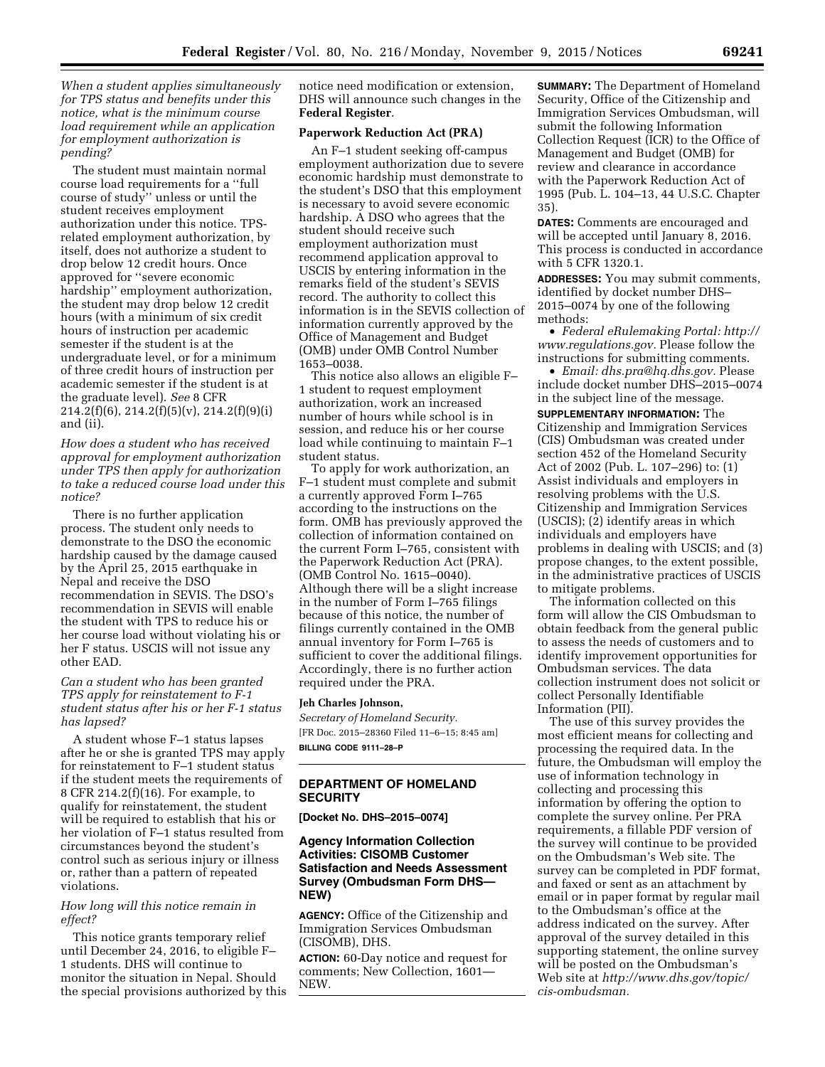*When a student applies simultaneously for TPS status and benefits under this notice, what is the minimum course load requirement while an application for employment authorization is pending?*

The student must maintain normal course load requirements for a ''full course of study'' unless or until the student receives employment authorization under this notice. TPS-related employment authorization, by itself, does not authorize a student to drop below 12 credit hours. Once approved for ''severe economic hardship'' employment authorization, the student may drop below 12 credit hours (with a minimum of six credit hours of instruction per academic semester if the student is at the undergraduate level, or for a minimum of three credit hours of instruction per academic semester if the student is at the graduate level). *See* 8 CFR 214.2(f)(6), 214.2(f)(5)(v), 214.2(f)(9)(i) and (ii).

*How does a student who has received approval for employment authorization under TPS then apply for authorization to take a reduced course load under this notice?*

There is no further application process. The student only needs to demonstrate to the DSO the economic hardship caused by the damage caused by the April 25, 2015 earthquake in Nepal and receive the DSO recommendation in SEVIS. The DSO's recommendation in SEVIS will enable the student with TPS to reduce his or her course load without violating his or her F status. USCIS will not issue any other EAD.

*Can a student who has been granted TPS apply for reinstatement to F-1 student status after his or her F-1 status has lapsed?*

A student whose F–1 status lapses after he or she is granted TPS may apply for reinstatement to F–1 student status if the student meets the requirements of 8 CFR 214.2(f)(16). For example, to qualify for reinstatement, the student will be required to establish that his or her violation of F–1 status resulted from circumstances beyond the student's control such as serious injury or illness or, rather than a pattern of repeated violations.

*How long will this notice remain in effect?*

This notice grants temporary relief until December 24, 2016, to eligible F–1 students. DHS will continue to monitor the situation in Nepal. Should the special provisions authorized by this notice need modification or extension, DHS will announce such changes in the **Federal Register**.

**Paperwork Reduction Act (PRA)**

An F–1 student seeking off-campus employment authorization due to severe economic hardship must demonstrate to the student's DSO that this employment is necessary to avoid severe economic hardship. A DSO who agrees that the student should receive such employment authorization must recommend application approval to USCIS by entering information in the remarks field of the student's SEVIS record. The authority to collect this information is in the SEVIS collection of information currently approved by the Office of Management and Budget (OMB) under OMB Control Number 1653–0038.

This notice also allows an eligible F–1 student to request employment authorization, work an increased number of hours while school is in session, and reduce his or her course load while continuing to maintain F–1 student status.

To apply for work authorization, an F–1 student must complete and submit a currently approved Form I–765 according to the instructions on the form. OMB has previously approved the collection of information contained on the current Form I–765, consistent with the Paperwork Reduction Act (PRA). (OMB Control No. 1615–0040). Although there will be a slight increase in the number of Form I–765 filings because of this notice, the number of filings currently contained in the OMB annual inventory for Form I–765 is sufficient to cover the additional filings. Accordingly, there is no further action required under the PRA.

**Jeh Charles Johnson,**

*Secretary of Homeland Security.*

[FR Doc. 2015–28360 Filed 11–6–15; 8:45 am]

**BILLING CODE 9111–28–P**

## DEPARTMENT OF HOMELAND SECURITY

**[Docket No. DHS–2015–0074]**

### Agency Information Collection Activities: CISOMB Customer Satisfaction and Needs Assessment Survey (Ombudsman Form DHS—NEW)

**AGENCY:** Office of the Citizenship and Immigration Services Ombudsman (CISOMB), DHS.

**ACTION:** 60-Day notice and request for comments; New Collection, 1601—NEW.

**SUMMARY:** The Department of Homeland Security, Office of the Citizenship and Immigration Services Ombudsman, will submit the following Information Collection Request (ICR) to the Office of Management and Budget (OMB) for review and clearance in accordance with the Paperwork Reduction Act of 1995 (Pub. L. 104–13, 44 U.S.C. Chapter 35).

**DATES:** Comments are encouraged and will be accepted until January 8, 2016. This process is conducted in accordance with 5 CFR 1320.1.

**ADDRESSES:** You may submit comments, identified by docket number DHS–2015–0074 by one of the following methods:

- *Federal eRulemaking Portal: http://www.regulations.gov.* Please follow the instructions for submitting comments.
- *Email: dhs.pra@hq.dhs.gov.* Please include docket number DHS–2015–0074 in the subject line of the message.

**SUPPLEMENTARY INFORMATION:** The Citizenship and Immigration Services (CIS) Ombudsman was created under section 452 of the Homeland Security Act of 2002 (Pub. L. 107–296) to: (1) Assist individuals and employers in resolving problems with the U.S. Citizenship and Immigration Services (USCIS); (2) identify areas in which individuals and employers have problems in dealing with USCIS; and (3) propose changes, to the extent possible, in the administrative practices of USCIS to mitigate problems.

The information collected on this form will allow the CIS Ombudsman to obtain feedback from the general public to assess the needs of customers and to identify improvement opportunities for Ombudsman services. The data collection instrument does not solicit or collect Personally Identifiable Information (PII).

The use of this survey provides the most efficient means for collecting and processing the required data. In the future, the Ombudsman will employ the use of information technology in collecting and processing this information by offering the option to complete the survey online. Per PRA requirements, a fillable PDF version of the survey will continue to be provided on the Ombudsman's Web site. The survey can be completed in PDF format, and faxed or sent as an attachment by email or in paper format by regular mail to the Ombudsman's office at the address indicated on the survey. After approval of the survey detailed in this supporting statement, the online survey will be posted on the Ombudsman's Web site at *http://www.dhs.gov/topic/cis-ombudsman.*